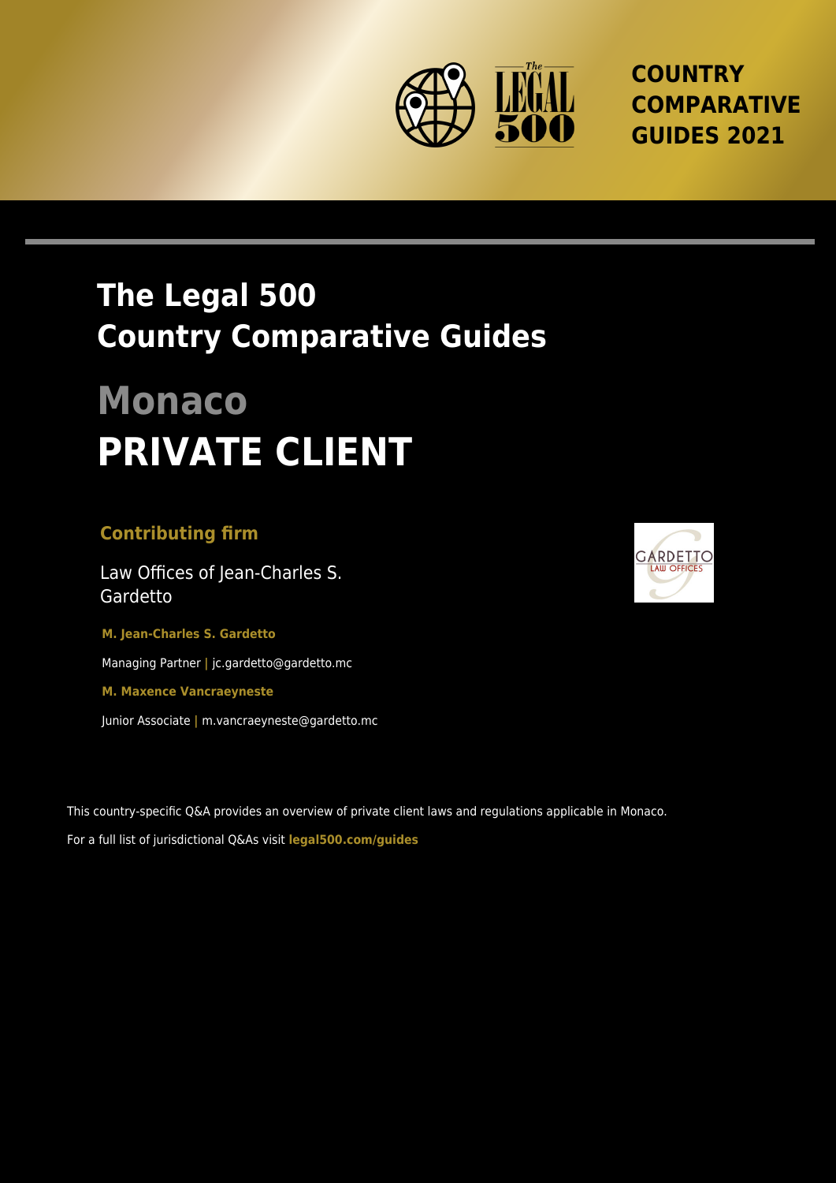COUNTRY COMPARATIVE GUIDES 2021

# The Legal 500 Country Comparative Guides

# Monaco

# PRIVATE CLIENT

**Contributing firm**

Law Offices of Jean-Charles S. Gardetto

**M. Jean-Charles S. Gardetto**

Managing Partner | jc.gardetto@gardetto.mc

**M. Maxence Vancraeyneste**

Junior Associate | m.vancraeyneste@gardetto.mc

This country-specific Q&A provides an overview of private client laws and regulations applicable in Monaco.

For a full list of jurisdictional Q&As visit **legal500.com/guides**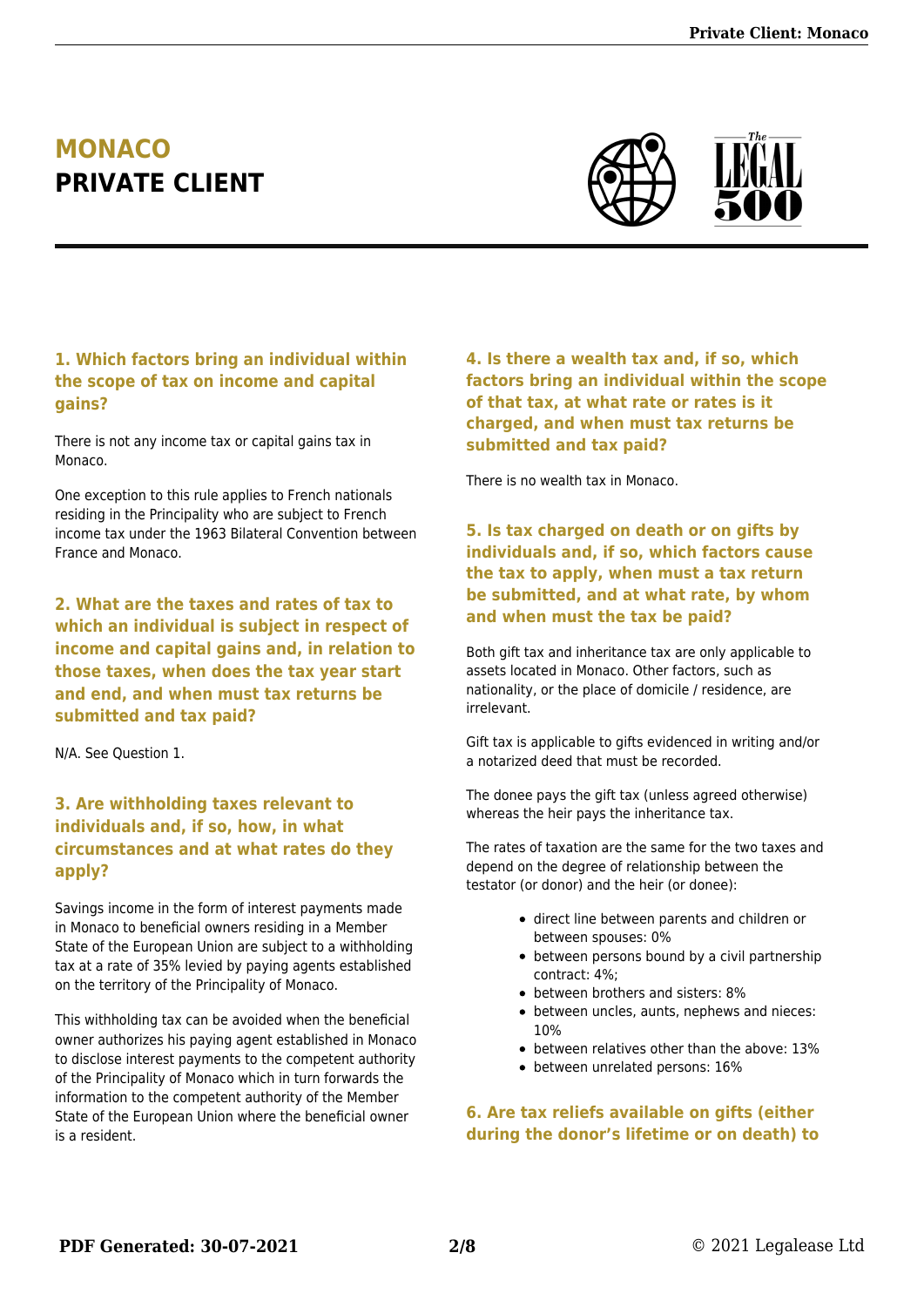# MONACO
# PRIVATE CLIENT

### 1. Which factors bring an individual within the scope of tax on income and capital gains?

There is not any income tax or capital gains tax in Monaco.

One exception to this rule applies to French nationals residing in the Principality who are subject to French income tax under the 1963 Bilateral Convention between France and Monaco.

### 2. What are the taxes and rates of tax to which an individual is subject in respect of income and capital gains and, in relation to those taxes, when does the tax year start and end, and when must tax returns be submitted and tax paid?

N/A. See Question 1.

### 3. Are withholding taxes relevant to individuals and, if so, how, in what circumstances and at what rates do they apply?

Savings income in the form of interest payments made in Monaco to beneficial owners residing in a Member State of the European Union are subject to a withholding tax at a rate of 35% levied by paying agents established on the territory of the Principality of Monaco.

This withholding tax can be avoided when the beneficial owner authorizes his paying agent established in Monaco to disclose interest payments to the competent authority of the Principality of Monaco which in turn forwards the information to the competent authority of the Member State of the European Union where the beneficial owner is a resident.

### 4. Is there a wealth tax and, if so, which factors bring an individual within the scope of that tax, at what rate or rates is it charged, and when must tax returns be submitted and tax paid?

There is no wealth tax in Monaco.

### 5. Is tax charged on death or on gifts by individuals and, if so, which factors cause the tax to apply, when must a tax return be submitted, and at what rate, by whom and when must the tax be paid?

Both gift tax and inheritance tax are only applicable to assets located in Monaco. Other factors, such as nationality, or the place of domicile / residence, are irrelevant.

Gift tax is applicable to gifts evidenced in writing and/or a notarized deed that must be recorded.

The donee pays the gift tax (unless agreed otherwise) whereas the heir pays the inheritance tax.

The rates of taxation are the same for the two taxes and depend on the degree of relationship between the testator (or donor) and the heir (or donee):

- direct line between parents and children or between spouses: 0%
- between persons bound by a civil partnership contract: 4%;
- between brothers and sisters: 8%
- between uncles, aunts, nephews and nieces: 10%
- between relatives other than the above: 13%
- between unrelated persons: 16%

### 6. Are tax reliefs available on gifts (either during the donor's lifetime or on death) to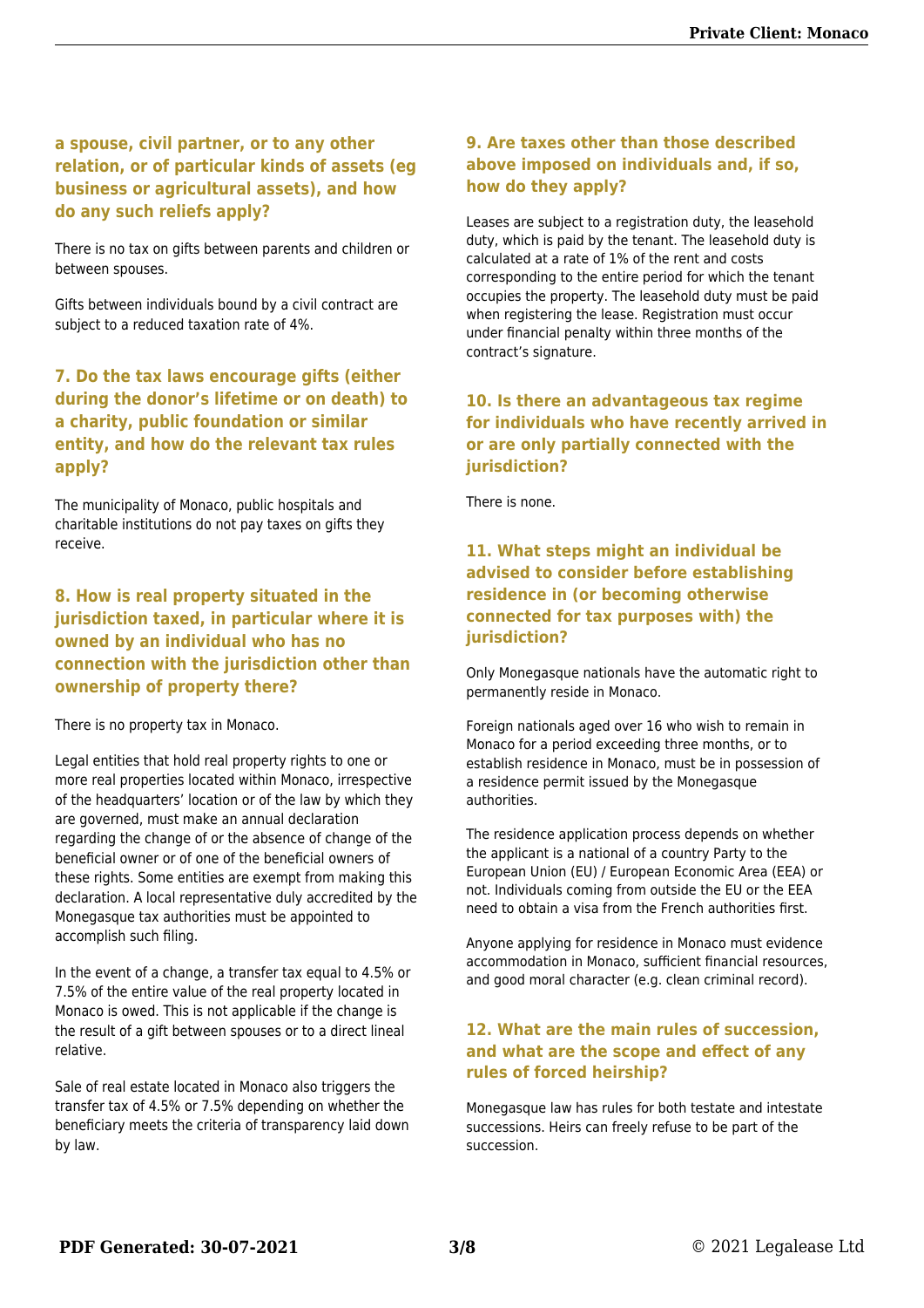### a spouse, civil partner, or to any other relation, or of particular kinds of assets (eg business or agricultural assets), and how do any such reliefs apply?

There is no tax on gifts between parents and children or between spouses.

Gifts between individuals bound by a civil contract are subject to a reduced taxation rate of 4%.

### 7. Do the tax laws encourage gifts (either during the donor's lifetime or on death) to a charity, public foundation or similar entity, and how do the relevant tax rules apply?

The municipality of Monaco, public hospitals and charitable institutions do not pay taxes on gifts they receive.

### 8. How is real property situated in the jurisdiction taxed, in particular where it is owned by an individual who has no connection with the jurisdiction other than ownership of property there?

There is no property tax in Monaco.

Legal entities that hold real property rights to one or more real properties located within Monaco, irrespective of the headquarters' location or of the law by which they are governed, must make an annual declaration regarding the change of or the absence of change of the beneficial owner or of one of the beneficial owners of these rights. Some entities are exempt from making this declaration. A local representative duly accredited by the Monegasque tax authorities must be appointed to accomplish such filing.

In the event of a change, a transfer tax equal to 4.5% or 7.5% of the entire value of the real property located in Monaco is owed. This is not applicable if the change is the result of a gift between spouses or to a direct lineal relative.

Sale of real estate located in Monaco also triggers the transfer tax of 4.5% or 7.5% depending on whether the beneficiary meets the criteria of transparency laid down by law.

### 9. Are taxes other than those described above imposed on individuals and, if so, how do they apply?

Leases are subject to a registration duty, the leasehold duty, which is paid by the tenant. The leasehold duty is calculated at a rate of 1% of the rent and costs corresponding to the entire period for which the tenant occupies the property. The leasehold duty must be paid when registering the lease. Registration must occur under financial penalty within three months of the contract's signature.

### 10. Is there an advantageous tax regime for individuals who have recently arrived in or are only partially connected with the jurisdiction?

There is none.

### 11. What steps might an individual be advised to consider before establishing residence in (or becoming otherwise connected for tax purposes with) the jurisdiction?

Only Monegasque nationals have the automatic right to permanently reside in Monaco.

Foreign nationals aged over 16 who wish to remain in Monaco for a period exceeding three months, or to establish residence in Monaco, must be in possession of a residence permit issued by the Monegasque authorities.

The residence application process depends on whether the applicant is a national of a country Party to the European Union (EU) / European Economic Area (EEA) or not. Individuals coming from outside the EU or the EEA need to obtain a visa from the French authorities first.

Anyone applying for residence in Monaco must evidence accommodation in Monaco, sufficient financial resources, and good moral character (e.g. clean criminal record).

### 12. What are the main rules of succession, and what are the scope and effect of any rules of forced heirship?

Monegasque law has rules for both testate and intestate successions. Heirs can freely refuse to be part of the succession.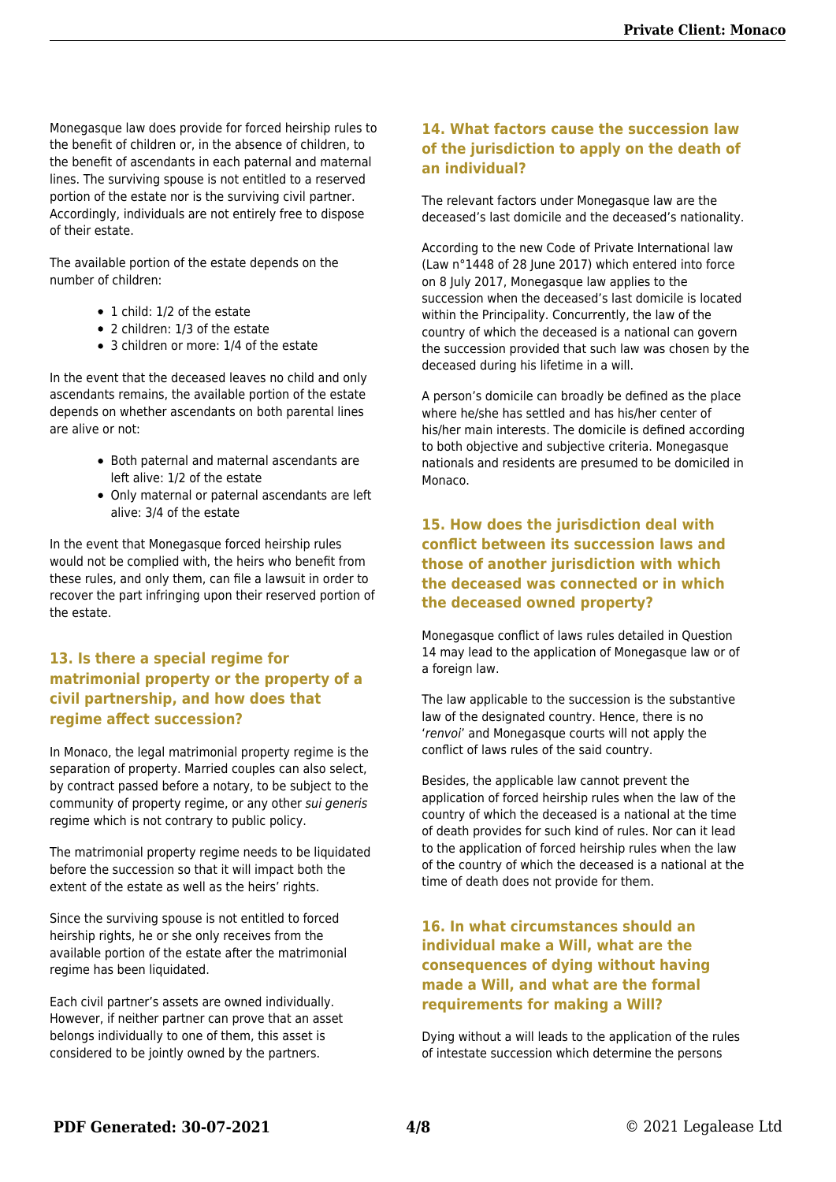Monegasque law does provide for forced heirship rules to the benefit of children or, in the absence of children, to the benefit of ascendants in each paternal and maternal lines. The surviving spouse is not entitled to a reserved portion of the estate nor is the surviving civil partner. Accordingly, individuals are not entirely free to dispose of their estate.

The available portion of the estate depends on the number of children:

- 1 child: 1/2 of the estate
- 2 children: 1/3 of the estate
- 3 children or more: 1/4 of the estate

In the event that the deceased leaves no child and only ascendants remains, the available portion of the estate depends on whether ascendants on both parental lines are alive or not:

- Both paternal and maternal ascendants are left alive: 1/2 of the estate
- Only maternal or paternal ascendants are left alive: 3/4 of the estate

In the event that Monegasque forced heirship rules would not be complied with, the heirs who benefit from these rules, and only them, can file a lawsuit in order to recover the part infringing upon their reserved portion of the estate.

## 13. Is there a special regime for matrimonial property or the property of a civil partnership, and how does that regime affect succession?

In Monaco, the legal matrimonial property regime is the separation of property. Married couples can also select, by contract passed before a notary, to be subject to the community of property regime, or any other *sui generis* regime which is not contrary to public policy.

The matrimonial property regime needs to be liquidated before the succession so that it will impact both the extent of the estate as well as the heirs' rights.

Since the surviving spouse is not entitled to forced heirship rights, he or she only receives from the available portion of the estate after the matrimonial regime has been liquidated.

Each civil partner's assets are owned individually. However, if neither partner can prove that an asset belongs individually to one of them, this asset is considered to be jointly owned by the partners.

## 14. What factors cause the succession law of the jurisdiction to apply on the death of an individual?

The relevant factors under Monegasque law are the deceased's last domicile and the deceased's nationality.

According to the new Code of Private International law (Law n°1448 of 28 June 2017) which entered into force on 8 July 2017, Monegasque law applies to the succession when the deceased's last domicile is located within the Principality. Concurrently, the law of the country of which the deceased is a national can govern the succession provided that such law was chosen by the deceased during his lifetime in a will.

A person's domicile can broadly be defined as the place where he/she has settled and has his/her center of his/her main interests. The domicile is defined according to both objective and subjective criteria. Monegasque nationals and residents are presumed to be domiciled in Monaco.

## 15. How does the jurisdiction deal with conflict between its succession laws and those of another jurisdiction with which the deceased was connected or in which the deceased owned property?

Monegasque conflict of laws rules detailed in Question 14 may lead to the application of Monegasque law or of a foreign law.

The law applicable to the succession is the substantive law of the designated country. Hence, there is no '*renvoi*' and Monegasque courts will not apply the conflict of laws rules of the said country.

Besides, the applicable law cannot prevent the application of forced heirship rules when the law of the country of which the deceased is a national at the time of death provides for such kind of rules. Nor can it lead to the application of forced heirship rules when the law of the country of which the deceased is a national at the time of death does not provide for them.

## 16. In what circumstances should an individual make a Will, what are the consequences of dying without having made a Will, and what are the formal requirements for making a Will?

Dying without a will leads to the application of the rules of intestate succession which determine the persons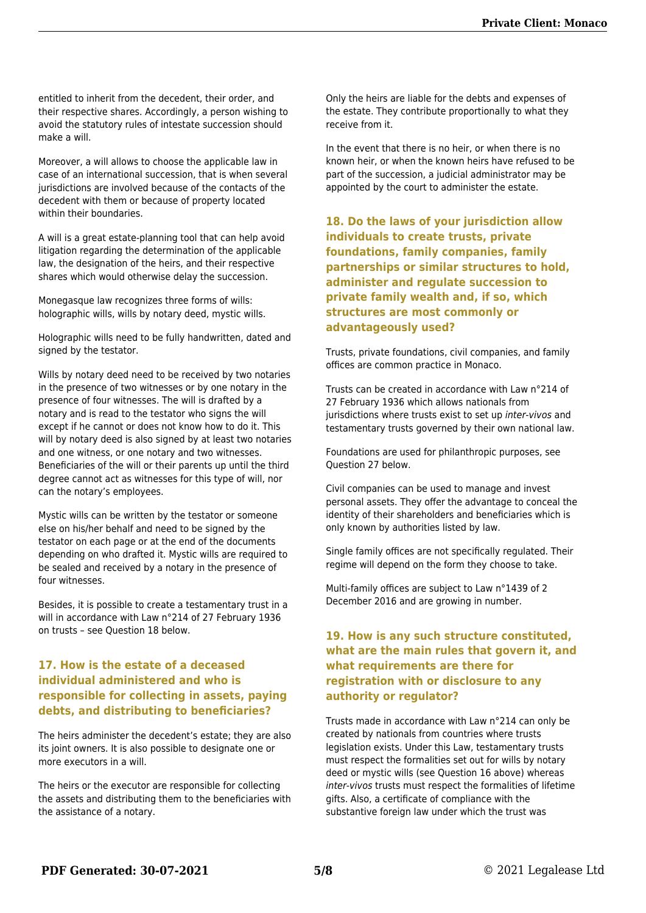entitled to inherit from the decedent, their order, and their respective shares. Accordingly, a person wishing to avoid the statutory rules of intestate succession should make a will.

Moreover, a will allows to choose the applicable law in case of an international succession, that is when several jurisdictions are involved because of the contacts of the decedent with them or because of property located within their boundaries.

A will is a great estate-planning tool that can help avoid litigation regarding the determination of the applicable law, the designation of the heirs, and their respective shares which would otherwise delay the succession.

Monegasque law recognizes three forms of wills: holographic wills, wills by notary deed, mystic wills.

Holographic wills need to be fully handwritten, dated and signed by the testator.

Wills by notary deed need to be received by two notaries in the presence of two witnesses or by one notary in the presence of four witnesses. The will is drafted by a notary and is read to the testator who signs the will except if he cannot or does not know how to do it. This will by notary deed is also signed by at least two notaries and one witness, or one notary and two witnesses. Beneficiaries of the will or their parents up until the third degree cannot act as witnesses for this type of will, nor can the notary's employees.

Mystic wills can be written by the testator or someone else on his/her behalf and need to be signed by the testator on each page or at the end of the documents depending on who drafted it. Mystic wills are required to be sealed and received by a notary in the presence of four witnesses.

Besides, it is possible to create a testamentary trust in a will in accordance with Law n°214 of 27 February 1936 on trusts – see Question 18 below.

## 17. How is the estate of a deceased individual administered and who is responsible for collecting in assets, paying debts, and distributing to beneficiaries?

The heirs administer the decedent's estate; they are also its joint owners. It is also possible to designate one or more executors in a will.

The heirs or the executor are responsible for collecting the assets and distributing them to the beneficiaries with the assistance of a notary.

Only the heirs are liable for the debts and expenses of the estate. They contribute proportionally to what they receive from it.

In the event that there is no heir, or when there is no known heir, or when the known heirs have refused to be part of the succession, a judicial administrator may be appointed by the court to administer the estate.

## 18. Do the laws of your jurisdiction allow individuals to create trusts, private foundations, family companies, family partnerships or similar structures to hold, administer and regulate succession to private family wealth and, if so, which structures are most commonly or advantageously used?

Trusts, private foundations, civil companies, and family offices are common practice in Monaco.

Trusts can be created in accordance with Law n°214 of 27 February 1936 which allows nationals from jurisdictions where trusts exist to set up *inter-vivos* and testamentary trusts governed by their own national law.

Foundations are used for philanthropic purposes, see Question 27 below.

Civil companies can be used to manage and invest personal assets. They offer the advantage to conceal the identity of their shareholders and beneficiaries which is only known by authorities listed by law.

Single family offices are not specifically regulated. Their regime will depend on the form they choose to take.

Multi-family offices are subject to Law n°1439 of 2 December 2016 and are growing in number.

## 19. How is any such structure constituted, what are the main rules that govern it, and what requirements are there for registration with or disclosure to any authority or regulator?

Trusts made in accordance with Law n°214 can only be created by nationals from countries where trusts legislation exists. Under this Law, testamentary trusts must respect the formalities set out for wills by notary deed or mystic wills (see Question 16 above) whereas *inter-vivos* trusts must respect the formalities of lifetime gifts. Also, a certificate of compliance with the substantive foreign law under which the trust was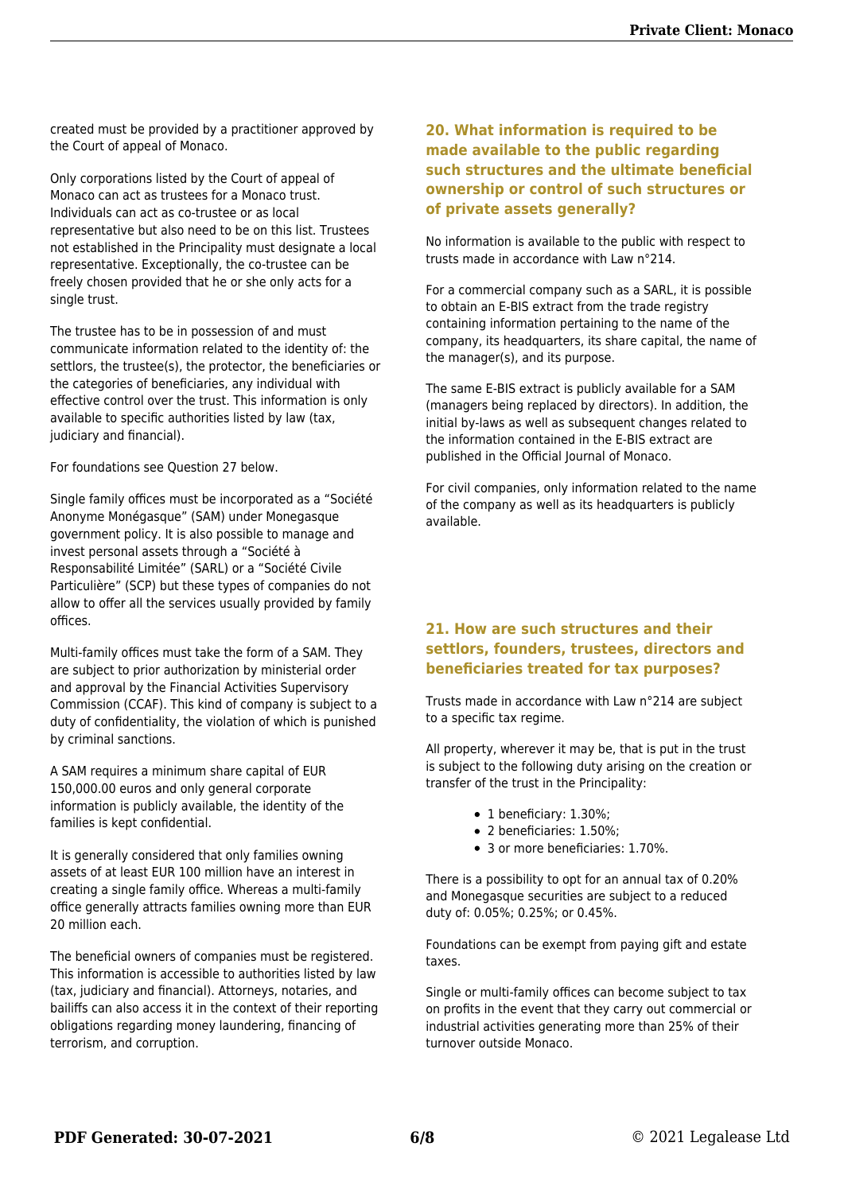created must be provided by a practitioner approved by the Court of appeal of Monaco.

Only corporations listed by the Court of appeal of Monaco can act as trustees for a Monaco trust. Individuals can act as co-trustee or as local representative but also need to be on this list. Trustees not established in the Principality must designate a local representative. Exceptionally, the co-trustee can be freely chosen provided that he or she only acts for a single trust.

The trustee has to be in possession of and must communicate information related to the identity of: the settlors, the trustee(s), the protector, the beneficiaries or the categories of beneficiaries, any individual with effective control over the trust. This information is only available to specific authorities listed by law (tax, judiciary and financial).

For foundations see Question 27 below.

Single family offices must be incorporated as a "Société Anonyme Monégasque" (SAM) under Monegasque government policy. It is also possible to manage and invest personal assets through a "Société à Responsabilité Limitée" (SARL) or a "Société Civile Particulière" (SCP) but these types of companies do not allow to offer all the services usually provided by family offices.

Multi-family offices must take the form of a SAM. They are subject to prior authorization by ministerial order and approval by the Financial Activities Supervisory Commission (CCAF). This kind of company is subject to a duty of confidentiality, the violation of which is punished by criminal sanctions.

A SAM requires a minimum share capital of EUR 150,000.00 euros and only general corporate information is publicly available, the identity of the families is kept confidential.

It is generally considered that only families owning assets of at least EUR 100 million have an interest in creating a single family office. Whereas a multi-family office generally attracts families owning more than EUR 20 million each.

The beneficial owners of companies must be registered. This information is accessible to authorities listed by law (tax, judiciary and financial). Attorneys, notaries, and bailiffs can also access it in the context of their reporting obligations regarding money laundering, financing of terrorism, and corruption.

## 20. What information is required to be made available to the public regarding such structures and the ultimate beneficial ownership or control of such structures or of private assets generally?

No information is available to the public with respect to trusts made in accordance with Law n°214.

For a commercial company such as a SARL, it is possible to obtain an E-BIS extract from the trade registry containing information pertaining to the name of the company, its headquarters, its share capital, the name of the manager(s), and its purpose.

The same E-BIS extract is publicly available for a SAM (managers being replaced by directors). In addition, the initial by-laws as well as subsequent changes related to the information contained in the E-BIS extract are published in the Official Journal of Monaco.

For civil companies, only information related to the name of the company as well as its headquarters is publicly available.

## 21. How are such structures and their settlors, founders, trustees, directors and beneficiaries treated for tax purposes?

Trusts made in accordance with Law n°214 are subject to a specific tax regime.

All property, wherever it may be, that is put in the trust is subject to the following duty arising on the creation or transfer of the trust in the Principality:

- 1 beneficiary: 1.30%;
- 2 beneficiaries: 1.50%;
- 3 or more beneficiaries: 1.70%.

There is a possibility to opt for an annual tax of 0.20% and Monegasque securities are subject to a reduced duty of: 0.05%; 0.25%; or 0.45%.

Foundations can be exempt from paying gift and estate taxes.

Single or multi-family offices can become subject to tax on profits in the event that they carry out commercial or industrial activities generating more than 25% of their turnover outside Monaco.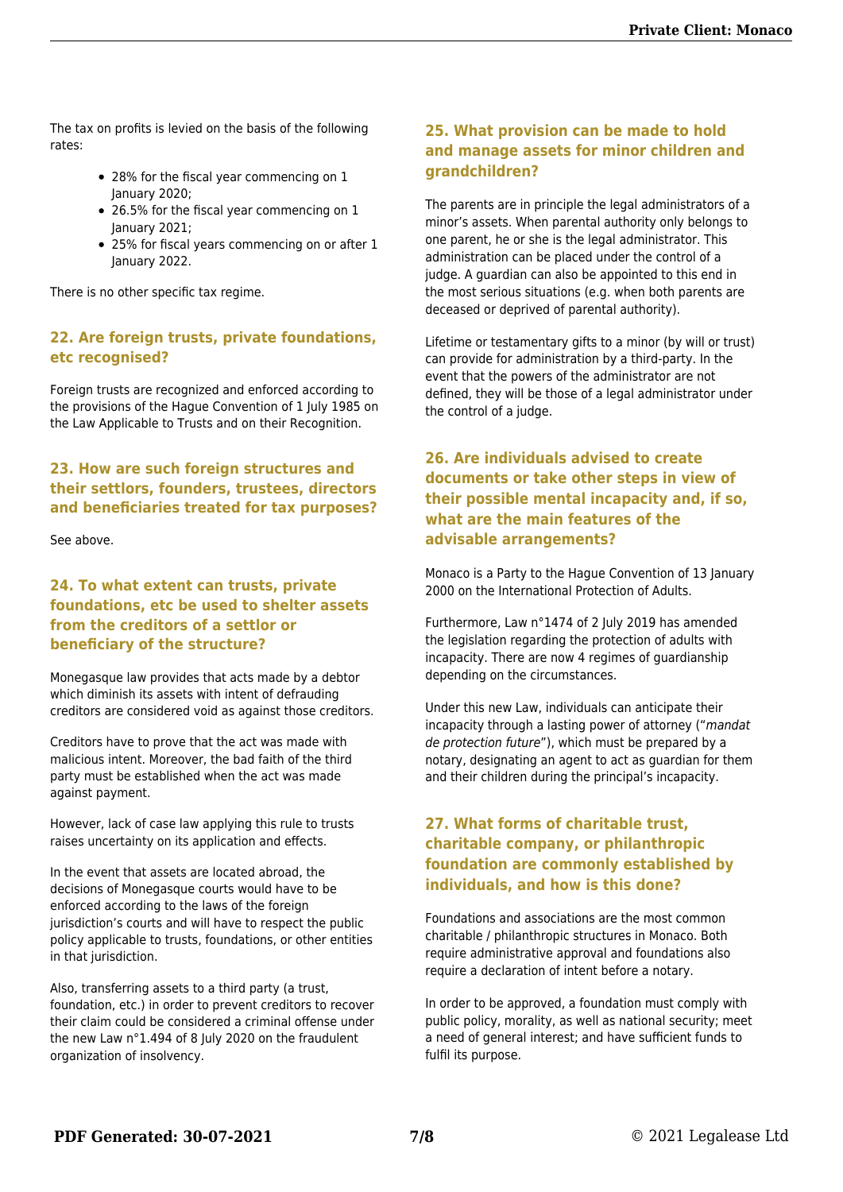The tax on profits is levied on the basis of the following rates:

- 28% for the fiscal year commencing on 1 January 2020;
- 26.5% for the fiscal year commencing on 1 January 2021;
- 25% for fiscal years commencing on or after 1 January 2022.

There is no other specific tax regime.

## 22. Are foreign trusts, private foundations, etc recognised?

Foreign trusts are recognized and enforced according to the provisions of the Hague Convention of 1 July 1985 on the Law Applicable to Trusts and on their Recognition.

## 23. How are such foreign structures and their settlors, founders, trustees, directors and beneficiaries treated for tax purposes?

See above.

## 24. To what extent can trusts, private foundations, etc be used to shelter assets from the creditors of a settlor or beneficiary of the structure?

Monegasque law provides that acts made by a debtor which diminish its assets with intent of defrauding creditors are considered void as against those creditors.

Creditors have to prove that the act was made with malicious intent. Moreover, the bad faith of the third party must be established when the act was made against payment.

However, lack of case law applying this rule to trusts raises uncertainty on its application and effects.

In the event that assets are located abroad, the decisions of Monegasque courts would have to be enforced according to the laws of the foreign jurisdiction's courts and will have to respect the public policy applicable to trusts, foundations, or other entities in that jurisdiction.

Also, transferring assets to a third party (a trust, foundation, etc.) in order to prevent creditors to recover their claim could be considered a criminal offense under the new Law n°1.494 of 8 July 2020 on the fraudulent organization of insolvency.

## 25. What provision can be made to hold and manage assets for minor children and grandchildren?

The parents are in principle the legal administrators of a minor's assets. When parental authority only belongs to one parent, he or she is the legal administrator. This administration can be placed under the control of a judge. A guardian can also be appointed to this end in the most serious situations (e.g. when both parents are deceased or deprived of parental authority).

Lifetime or testamentary gifts to a minor (by will or trust) can provide for administration by a third-party. In the event that the powers of the administrator are not defined, they will be those of a legal administrator under the control of a judge.

## 26. Are individuals advised to create documents or take other steps in view of their possible mental incapacity and, if so, what are the main features of the advisable arrangements?

Monaco is a Party to the Hague Convention of 13 January 2000 on the International Protection of Adults.

Furthermore, Law n°1474 of 2 July 2019 has amended the legislation regarding the protection of adults with incapacity. There are now 4 regimes of guardianship depending on the circumstances.

Under this new Law, individuals can anticipate their incapacity through a lasting power of attorney ("*mandat de protection future*"), which must be prepared by a notary, designating an agent to act as guardian for them and their children during the principal's incapacity.

## 27. What forms of charitable trust, charitable company, or philanthropic foundation are commonly established by individuals, and how is this done?

Foundations and associations are the most common charitable / philanthropic structures in Monaco. Both require administrative approval and foundations also require a declaration of intent before a notary.

In order to be approved, a foundation must comply with public policy, morality, as well as national security; meet a need of general interest; and have sufficient funds to fulfil its purpose.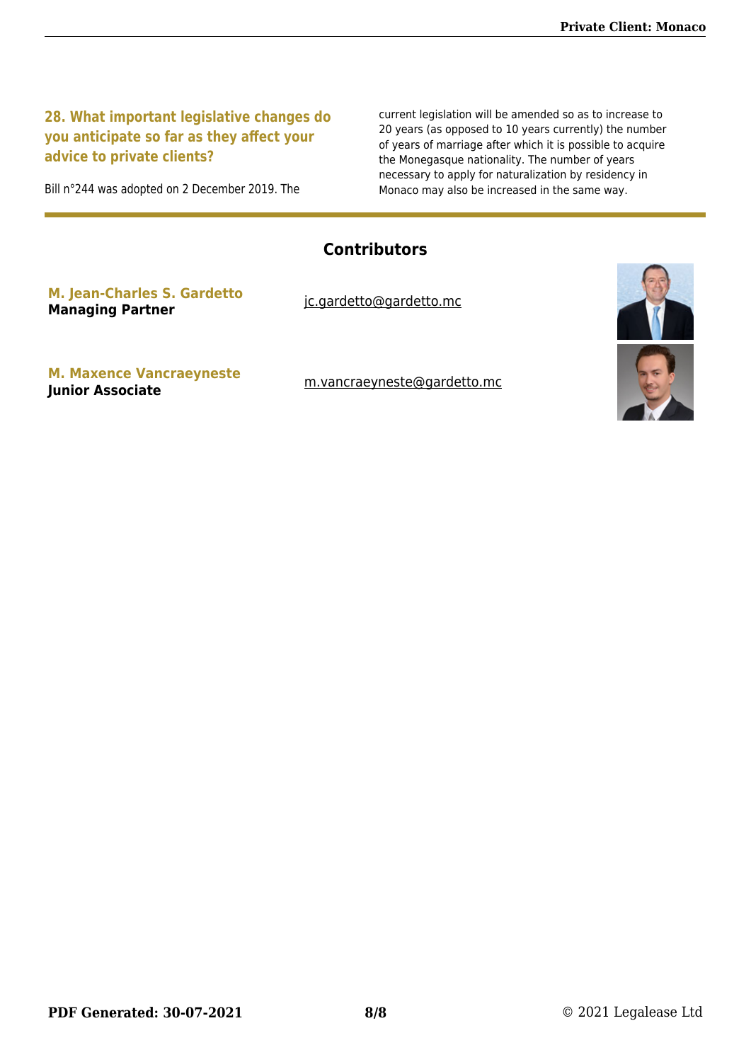### 28. What important legislative changes do you anticipate so far as they affect your advice to private clients?

Bill n°244 was adopted on 2 December 2019. The current legislation will be amended so as to increase to 20 years (as opposed to 10 years currently) the number of years of marriage after which it is possible to acquire the Monegasque nationality. The number of years necessary to apply for naturalization by residency in Monaco may also be increased in the same way.

## Contributors

**M. Jean-Charles S. Gardetto**
**Managing Partner**

jc.gardetto@gardetto.mc

**M. Maxence Vancraeyneste**
**Junior Associate**

m.vancraeyneste@gardetto.mc